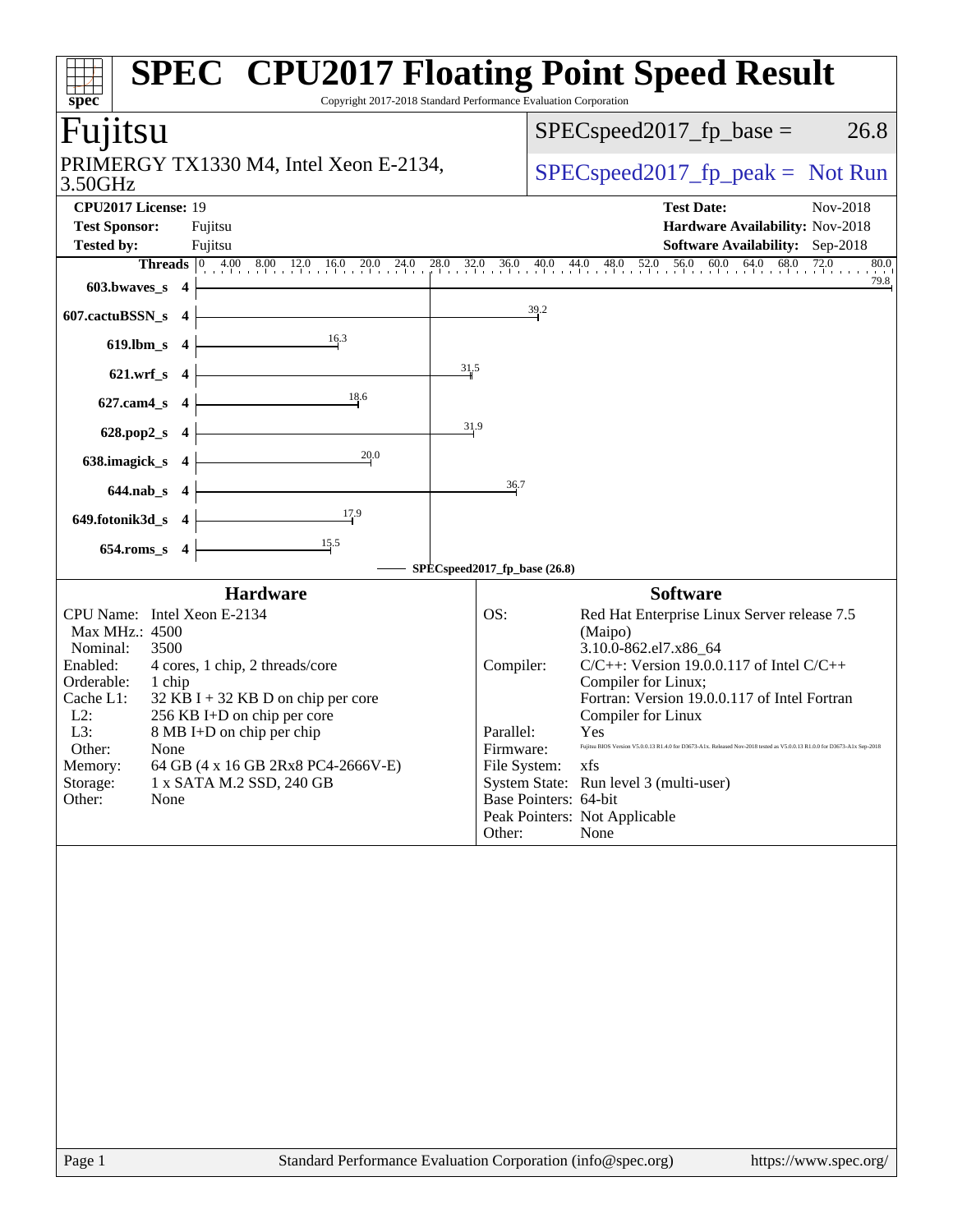# SPEC CPU2017 Floating Point Speed Result

Copyright 2017-2018 Standard Performance Evaluation Corporation

## Fujitsu

PRIMERGY TX1330 M4, Intel Xeon E-2134, 3.50GHz

SPECspeed2017_fp_base = 26.8

SPECspeed2017_fp_peak = Not Run

**CPU2017 License:** 19
**Test Sponsor:** Fujitsu
**Tested by:** Fujitsu

**Test Date:** Nov-2018
**Hardware Availability:** Nov-2018
**Software Availability:** Sep-2018

| Benchmark | Threads | Base Ratio |
|---|---|---|
| 603.bwaves_s | 4 | 79.8 |
| 607.cactuBSSN_s | 4 | 39.2 |
| 619.lbm_s | 4 | 16.3 |
| 621.wrf_s | 4 | 31.5 |
| 627.cam4_s | 4 | 18.6 |
| 628.pop2_s | 4 | 31.9 |
| 638.imagick_s | 4 | 20.0 |
| 644.nab_s | 4 | 36.7 |
| 649.fotonik3d_s | 4 | 17.9 |
| 654.roms_s | 4 | 15.5 |

SPECspeed2017_fp_base (26.8)

### Hardware

| | |
|---|---|
| CPU Name: | Intel Xeon E-2134 |
| Max MHz.: | 4500 |
| Nominal: | 3500 |
| Enabled: | 4 cores, 1 chip, 2 threads/core |
| Orderable: | 1 chip |
| Cache L1: | 32 KB I + 32 KB D on chip per core |
| L2: | 256 KB I+D on chip per core |
| L3: | 8 MB I+D on chip per chip |
| Other: | None |
| Memory: | 64 GB (4 x 16 GB 2Rx8 PC4-2666V-E) |
| Storage: | 1 x SATA M.2 SSD, 240 GB |
| Other: | None |

### Software

| | |
|---|---|
| OS: | Red Hat Enterprise Linux Server release 7.5 (Maipo) 3.10.0-862.el7.x86_64 |
| Compiler: | C/C++: Version 19.0.0.117 of Intel C/C++ Compiler for Linux; Fortran: Version 19.0.0.117 of Intel Fortran Compiler for Linux |
| Parallel: | Yes |
| Firmware: | Fujitsu BIOS Version V5.0.0.13 R1.4.0 for D3673-A1x. Released Nov-2018 tested as V5.0.0.13 R1.0.0 for D3673-A1x Sep-2018 |
| File System: | xfs |
| System State: | Run level 3 (multi-user) |
| Base Pointers: | 64-bit |
| Peak Pointers: | Not Applicable |
| Other: | None |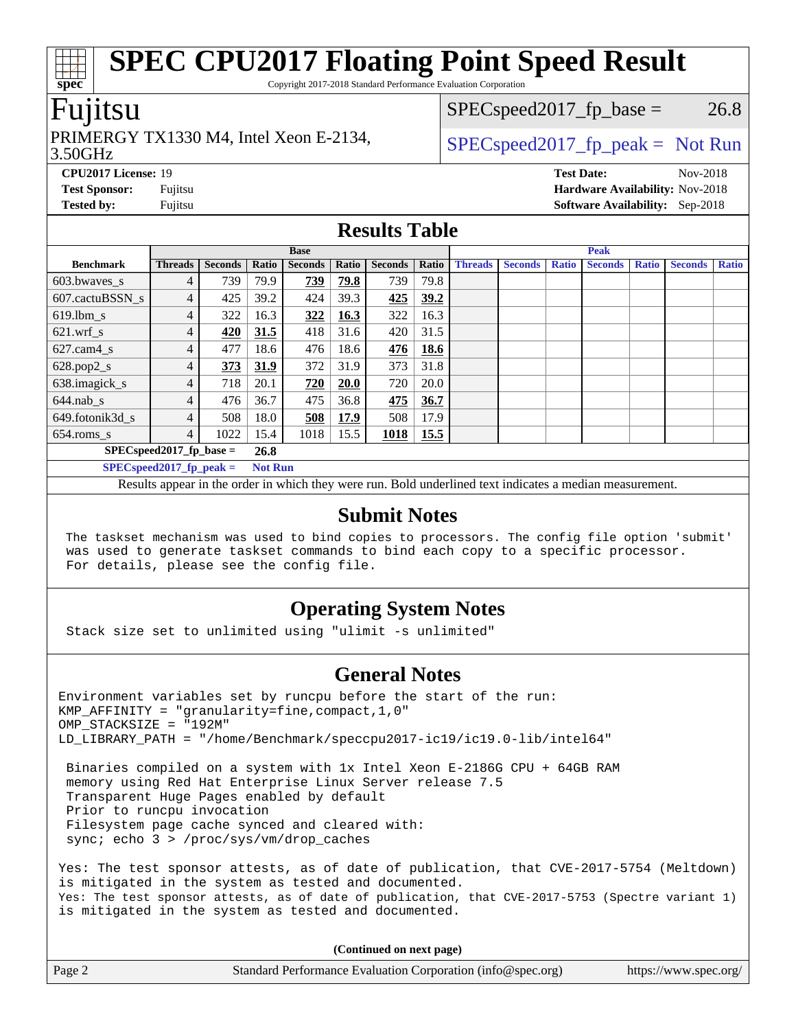# SPEC CPU2017 Floating Point Speed Result

Copyright 2017-2018 Standard Performance Evaluation Corporation

## Fujitsu

PRIMERGY TX1330 M4, Intel Xeon E-2134, 3.50GHz

SPECspeed2017_fp_base = 26.8

SPECspeed2017_fp_peak = Not Run

**CPU2017 License:** 19
**Test Sponsor:** Fujitsu
**Tested by:** Fujitsu

**Test Date:** Nov-2018
**Hardware Availability:** Nov-2018
**Software Availability:** Sep-2018

## Results Table

| Benchmark | Base | | | | | | | Peak | | | | | | |
|---|---|---|---|---|---|---|---|---|---|---|---|---|---|---|
| | Threads | Seconds | Ratio | Seconds | Ratio | Seconds | Ratio | Threads | Seconds | Ratio | Seconds | Ratio | Seconds | Ratio |
| 603.bwaves_s | 4 | 739 | 79.9 | **739** | **79.8** | 739 | 79.8 | | | | | | | |
| 607.cactuBSSN_s | 4 | 425 | 39.2 | 424 | 39.3 | **425** | **39.2** | | | | | | | |
| 619.lbm_s | 4 | 322 | 16.3 | **322** | **16.3** | 322 | 16.3 | | | | | | | |
| 621.wrf_s | 4 | **420** | **31.5** | 418 | 31.6 | 420 | 31.5 | | | | | | | |
| 627.cam4_s | 4 | 477 | 18.6 | 476 | 18.6 | **476** | **18.6** | | | | | | | |
| 628.pop2_s | 4 | **373** | **31.9** | 372 | 31.9 | 373 | 31.8 | | | | | | | |
| 638.imagick_s | 4 | 718 | 20.1 | **720** | **20.0** | 720 | 20.0 | | | | | | | |
| 644.nab_s | 4 | 476 | 36.7 | 475 | 36.8 | **475** | **36.7** | | | | | | | |
| 649.fotonik3d_s | 4 | 508 | 18.0 | **508** | **17.9** | 508 | 17.9 | | | | | | | |
| 654.roms_s | 4 | 1022 | 15.4 | 1018 | 15.5 | **1018** | **15.5** | | | | | | | |

**SPECspeed2017_fp_base = 26.8**

**SPECspeed2017_fp_peak = Not Run**

Results appear in the order in which they were run. Bold underlined text indicates a median measurement.

## Submit Notes

```
The taskset mechanism was used to bind copies to processors. The config file option 'submit'
was used to generate taskset commands to bind each copy to a specific processor.
For details, please see the config file.
```

## Operating System Notes

```
Stack size set to unlimited using "ulimit -s unlimited"
```

## General Notes

```
Environment variables set by runcpu before the start of the run:
KMP_AFFINITY = "granularity=fine,compact,1,0"
OMP_STACKSIZE = "192M"
LD_LIBRARY_PATH = "/home/Benchmark/speccpu2017-ic19/ic19.0-lib/intel64"

 Binaries compiled on a system with 1x Intel Xeon E-2186G CPU + 64GB RAM
 memory using Red Hat Enterprise Linux Server release 7.5
 Transparent Huge Pages enabled by default
 Prior to runcpu invocation
 Filesystem page cache synced and cleared with:
 sync; echo 3 > /proc/sys/vm/drop_caches

Yes: The test sponsor attests, as of date of publication, that CVE-2017-5754 (Meltdown)
is mitigated in the system as tested and documented.
Yes: The test sponsor attests, as of date of publication, that CVE-2017-5753 (Spectre variant 1)
is mitigated in the system as tested and documented.
```

**(Continued on next page)**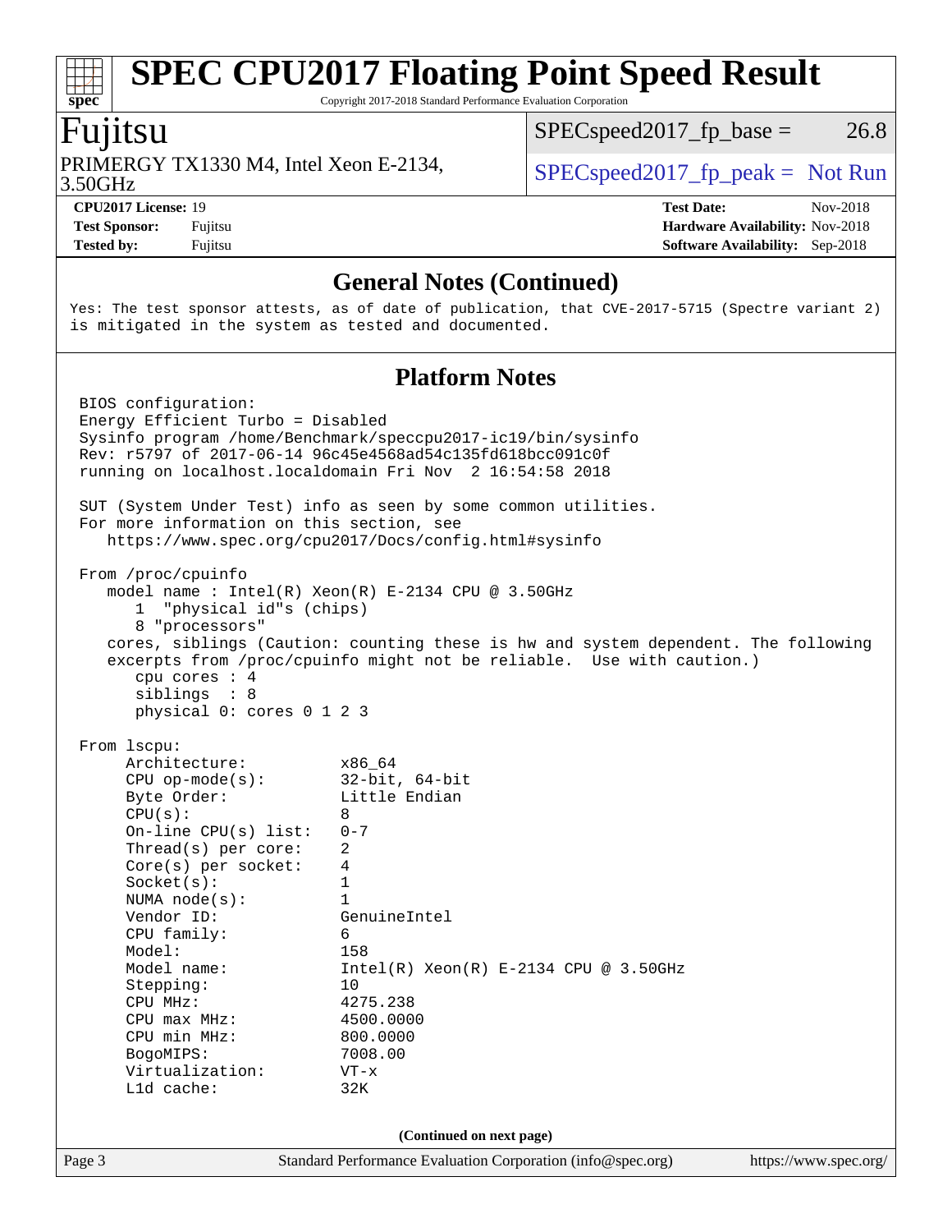# SPEC CPU2017 Floating Point Speed Result

Copyright 2017-2018 Standard Performance Evaluation Corporation

## Fujitsu

PRIMERGY TX1330 M4, Intel Xeon E-2134, 3.50GHz

SPECspeed2017_fp_base = 26.8

SPECspeed2017_fp_peak = Not Run

**CPU2017 License:** 19
**Test Sponsor:** Fujitsu
**Tested by:** Fujitsu

**Test Date:** Nov-2018
**Hardware Availability:** Nov-2018
**Software Availability:** Sep-2018

### General Notes (Continued)

```
Yes: The test sponsor attests, as of date of publication, that CVE-2017-5715 (Spectre variant 2)
is mitigated in the system as tested and documented.
```

### Platform Notes

```
BIOS configuration:
Energy Efficient Turbo = Disabled
Sysinfo program /home/Benchmark/speccpu2017-ic19/bin/sysinfo
Rev: r5797 of 2017-06-14 96c45e4568ad54c135fd618bcc091c0f
running on localhost.localdomain Fri Nov  2 16:54:58 2018

SUT (System Under Test) info as seen by some common utilities.
For more information on this section, see
   https://www.spec.org/cpu2017/Docs/config.html#sysinfo

From /proc/cpuinfo
   model name : Intel(R) Xeon(R) E-2134 CPU @ 3.50GHz
      1  "physical id"s (chips)
      8 "processors"
   cores, siblings (Caution: counting these is hw and system dependent. The following
   excerpts from /proc/cpuinfo might not be reliable.  Use with caution.)
      cpu cores : 4
      siblings  : 8
      physical 0: cores 0 1 2 3

From lscpu:
     Architecture:          x86_64
     CPU op-mode(s):        32-bit, 64-bit
     Byte Order:            Little Endian
     CPU(s):                8
     On-line CPU(s) list:   0-7
     Thread(s) per core:    2
     Core(s) per socket:    4
     Socket(s):             1
     NUMA node(s):          1
     Vendor ID:             GenuineIntel
     CPU family:            6
     Model:                 158
     Model name:            Intel(R) Xeon(R) E-2134 CPU @ 3.50GHz
     Stepping:              10
     CPU MHz:               4275.238
     CPU max MHz:           4500.0000
     CPU min MHz:           800.0000
     BogoMIPS:              7008.00
     Virtualization:        VT-x
     L1d cache:             32K
```

(Continued on next page)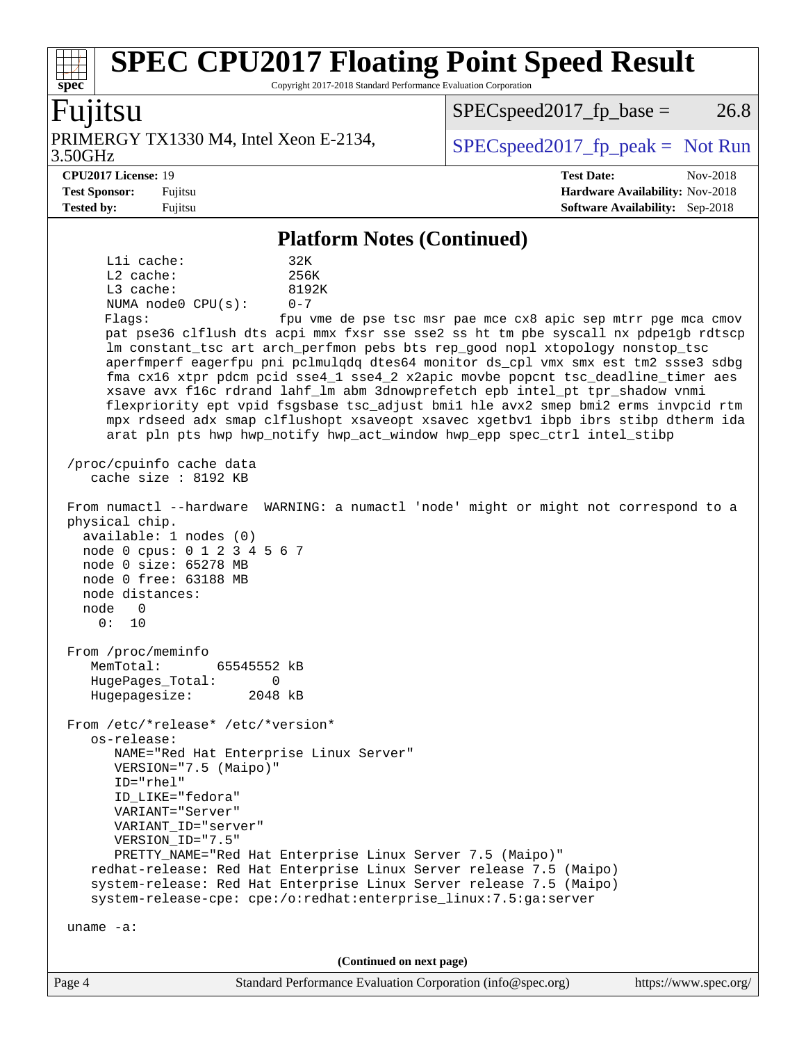## Platform Notes (Continued)

```
      L1i cache:              32K
      L2 cache:               256K
      L3 cache:               8192K
      NUMA node0 CPU(s):      0-7
      Flags:                  fpu vme de pse tsc msr pae mce cx8 apic sep mtrr pge mca cmov
      pat pse36 clflush dts acpi mmx fxsr sse sse2 ss ht tm pbe syscall nx pdpe1gb rdtscp
      lm constant_tsc art arch_perfmon pebs bts rep_good nopl xtopology nonstop_tsc
      aperfmperf eagerfpu pni pclmulqdq dtes64 monitor ds_cpl vmx smx est tm2 ssse3 sdbg
      fma cx16 xtpr pdcm pcid sse4_1 sse4_2 x2apic movbe popcnt tsc_deadline_timer aes
      xsave avx f16c rdrand lahf_lm abm 3dnowprefetch epb intel_pt tpr_shadow vnmi
      flexpriority ept vpid fsgsbase tsc_adjust bmi1 hle avx2 smep bmi2 erms invpcid rtm
      mpx rdseed adx smap clflushopt xsaveopt xsavec xgetbv1 ibpb ibrs stibp dtherm ida
      arat pln pts hwp hwp_notify hwp_act_window hwp_epp spec_ctrl intel_stibp

 /proc/cpuinfo cache data
    cache size : 8192 KB

 From numactl --hardware  WARNING: a numactl 'node' might or might not correspond to a
 physical chip.
   available: 1 nodes (0)
   node 0 cpus: 0 1 2 3 4 5 6 7
   node 0 size: 65278 MB
   node 0 free: 63188 MB
   node distances:
   node   0
     0:  10

 From /proc/meminfo
    MemTotal:       65545552 kB
    HugePages_Total:       0
    Hugepagesize:       2048 kB

 From /etc/*release* /etc/*version*
    os-release:
       NAME="Red Hat Enterprise Linux Server"
       VERSION="7.5 (Maipo)"
       ID="rhel"
       ID_LIKE="fedora"
       VARIANT="Server"
       VARIANT_ID="server"
       VERSION_ID="7.5"
       PRETTY_NAME="Red Hat Enterprise Linux Server 7.5 (Maipo)"
    redhat-release: Red Hat Enterprise Linux Server release 7.5 (Maipo)
    system-release: Red Hat Enterprise Linux Server release 7.5 (Maipo)
    system-release-cpe: cpe:/o:redhat:enterprise_linux:7.5:ga:server

 uname -a:
```

(Continued on next page)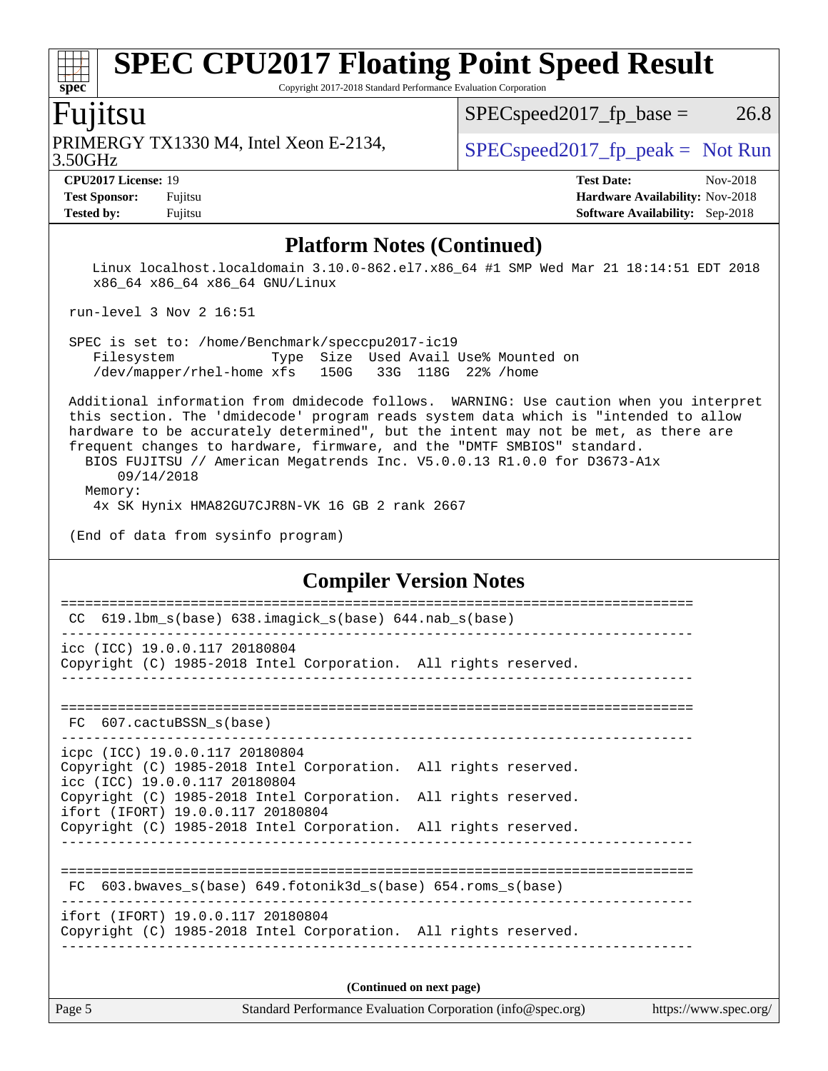## Platform Notes (Continued)

```
    Linux localhost.localdomain 3.10.0-862.el7.x86_64 #1 SMP Wed Mar 21 18:14:51 EDT 2018
    x86_64 x86_64 x86_64 GNU/Linux

 run-level 3 Nov 2 16:51

 SPEC is set to: /home/Benchmark/speccpu2017-ic19
    Filesystem            Type  Size  Used Avail Use% Mounted on
    /dev/mapper/rhel-home xfs   150G   33G  118G  22% /home

 Additional information from dmidecode follows.  WARNING: Use caution when you interpret
 this section. The 'dmidecode' program reads system data which is "intended to allow
 hardware to be accurately determined", but the intent may not be met, as there are
 frequent changes to hardware, firmware, and the "DMTF SMBIOS" standard.
   BIOS FUJITSU // American Megatrends Inc. V5.0.0.13 R1.0.0 for D3673-A1x
       09/14/2018
   Memory:
    4x SK Hynix HMA82GU7CJR8N-VK 16 GB 2 rank 2667

 (End of data from sysinfo program)
```

## Compiler Version Notes

```
==============================================================================
 CC  619.lbm_s(base) 638.imagick_s(base) 644.nab_s(base)
------------------------------------------------------------------------------
icc (ICC) 19.0.0.117 20180804
Copyright (C) 1985-2018 Intel Corporation.  All rights reserved.
------------------------------------------------------------------------------

==============================================================================
 FC  607.cactuBSSN_s(base)
------------------------------------------------------------------------------
icpc (ICC) 19.0.0.117 20180804
Copyright (C) 1985-2018 Intel Corporation.  All rights reserved.
icc (ICC) 19.0.0.117 20180804
Copyright (C) 1985-2018 Intel Corporation.  All rights reserved.
ifort (IFORT) 19.0.0.117 20180804
Copyright (C) 1985-2018 Intel Corporation.  All rights reserved.
------------------------------------------------------------------------------

==============================================================================
 FC  603.bwaves_s(base) 649.fotonik3d_s(base) 654.roms_s(base)
------------------------------------------------------------------------------
ifort (IFORT) 19.0.0.117 20180804
Copyright (C) 1985-2018 Intel Corporation.  All rights reserved.
------------------------------------------------------------------------------
```

**(Continued on next page)**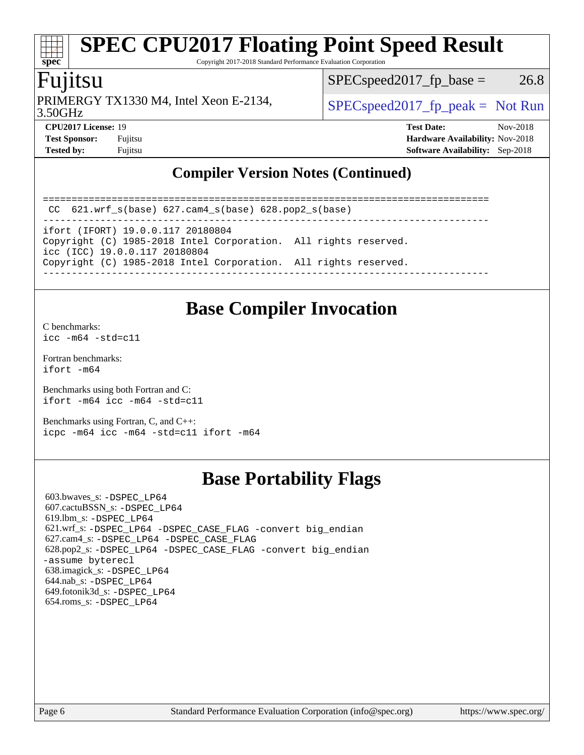## Compiler Version Notes (Continued)

```
==============================================================================
 CC  621.wrf_s(base) 627.cam4_s(base) 628.pop2_s(base)
------------------------------------------------------------------------------
ifort (IFORT) 19.0.0.117 20180804
Copyright (C) 1985-2018 Intel Corporation.  All rights reserved.
icc (ICC) 19.0.0.117 20180804
Copyright (C) 1985-2018 Intel Corporation.  All rights reserved.
------------------------------------------------------------------------------
```

## Base Compiler Invocation

C benchmarks:
`icc -m64 -std=c11`

Fortran benchmarks:
`ifort -m64`

Benchmarks using both Fortran and C:
`ifort -m64 icc -m64 -std=c11`

Benchmarks using Fortran, C, and C++:
`icpc -m64 icc -m64 -std=c11 ifort -m64`

## Base Portability Flags

603.bwaves_s: `-DSPEC_LP64`
607.cactuBSSN_s: `-DSPEC_LP64`
619.lbm_s: `-DSPEC_LP64`
621.wrf_s: `-DSPEC_LP64 -DSPEC_CASE_FLAG -convert big_endian`
627.cam4_s: `-DSPEC_LP64 -DSPEC_CASE_FLAG`
628.pop2_s: `-DSPEC_LP64 -DSPEC_CASE_FLAG -convert big_endian -assume byterecl`
638.imagick_s: `-DSPEC_LP64`
644.nab_s: `-DSPEC_LP64`
649.fotonik3d_s: `-DSPEC_LP64`
654.roms_s: `-DSPEC_LP64`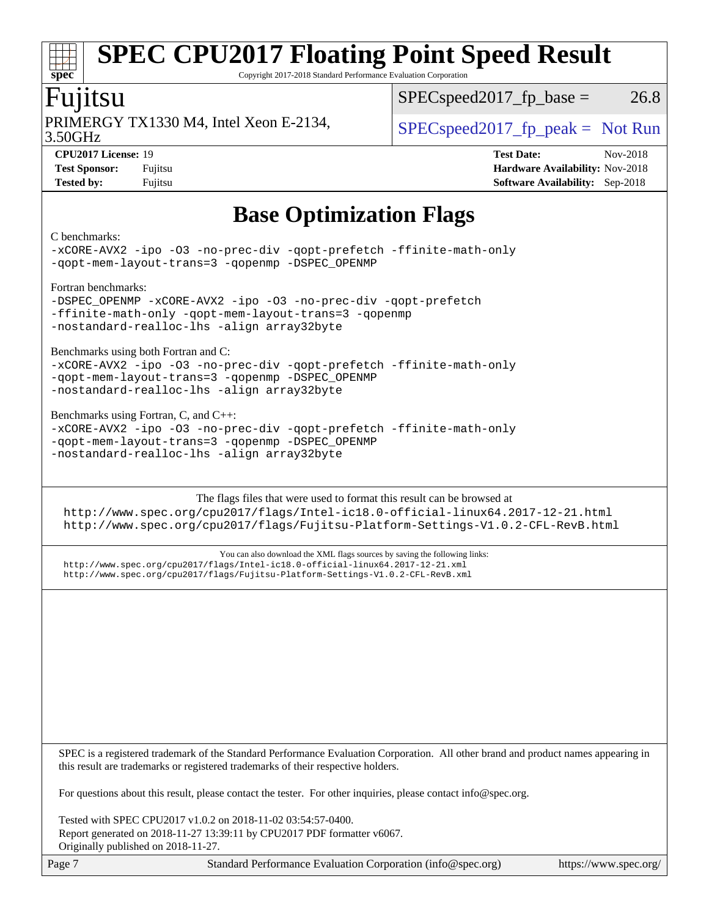# SPEC CPU2017 Floating Point Speed Result

Copyright 2017-2018 Standard Performance Evaluation Corporation

**Fujitsu**

PRIMERGY TX1330 M4, Intel Xeon E-2134, 3.50GHz

SPECspeed2017_fp_base = 26.8

SPECspeed2017_fp_peak = Not Run

**CPU2017 License:** 19
**Test Sponsor:** Fujitsu
**Tested by:** Fujitsu

**Test Date:** Nov-2018
**Hardware Availability:** Nov-2018
**Software Availability:** Sep-2018

## Base Optimization Flags

C benchmarks:

```
-xCORE-AVX2 -ipo -O3 -no-prec-div -qopt-prefetch -ffinite-math-only
-qopt-mem-layout-trans=3 -qopenmp -DSPEC_OPENMP
```

Fortran benchmarks:

```
-DSPEC_OPENMP -xCORE-AVX2 -ipo -O3 -no-prec-div -qopt-prefetch
-ffinite-math-only -qopt-mem-layout-trans=3 -qopenmp
-nostandard-realloc-lhs -align array32byte
```

Benchmarks using both Fortran and C:

```
-xCORE-AVX2 -ipo -O3 -no-prec-div -qopt-prefetch -ffinite-math-only
-qopt-mem-layout-trans=3 -qopenmp -DSPEC_OPENMP
-nostandard-realloc-lhs -align array32byte
```

Benchmarks using Fortran, C, and C++:

```
-xCORE-AVX2 -ipo -O3 -no-prec-div -qopt-prefetch -ffinite-math-only
-qopt-mem-layout-trans=3 -qopenmp -DSPEC_OPENMP
-nostandard-realloc-lhs -align array32byte
```

The flags files that were used to format this result can be browsed at

http://www.spec.org/cpu2017/flags/Intel-ic18.0-official-linux64.2017-12-21.html
http://www.spec.org/cpu2017/flags/Fujitsu-Platform-Settings-V1.0.2-CFL-RevB.html

You can also download the XML flags sources by saving the following links:

http://www.spec.org/cpu2017/flags/Intel-ic18.0-official-linux64.2017-12-21.xml
http://www.spec.org/cpu2017/flags/Fujitsu-Platform-Settings-V1.0.2-CFL-RevB.xml

SPEC is a registered trademark of the Standard Performance Evaluation Corporation. All other brand and product names appearing in this result are trademarks or registered trademarks of their respective holders.

For questions about this result, please contact the tester. For other inquiries, please contact info@spec.org.

Tested with SPEC CPU2017 v1.0.2 on 2018-11-02 03:54:57-0400.
Report generated on 2018-11-27 13:39:11 by CPU2017 PDF formatter v6067.
Originally published on 2018-11-27.